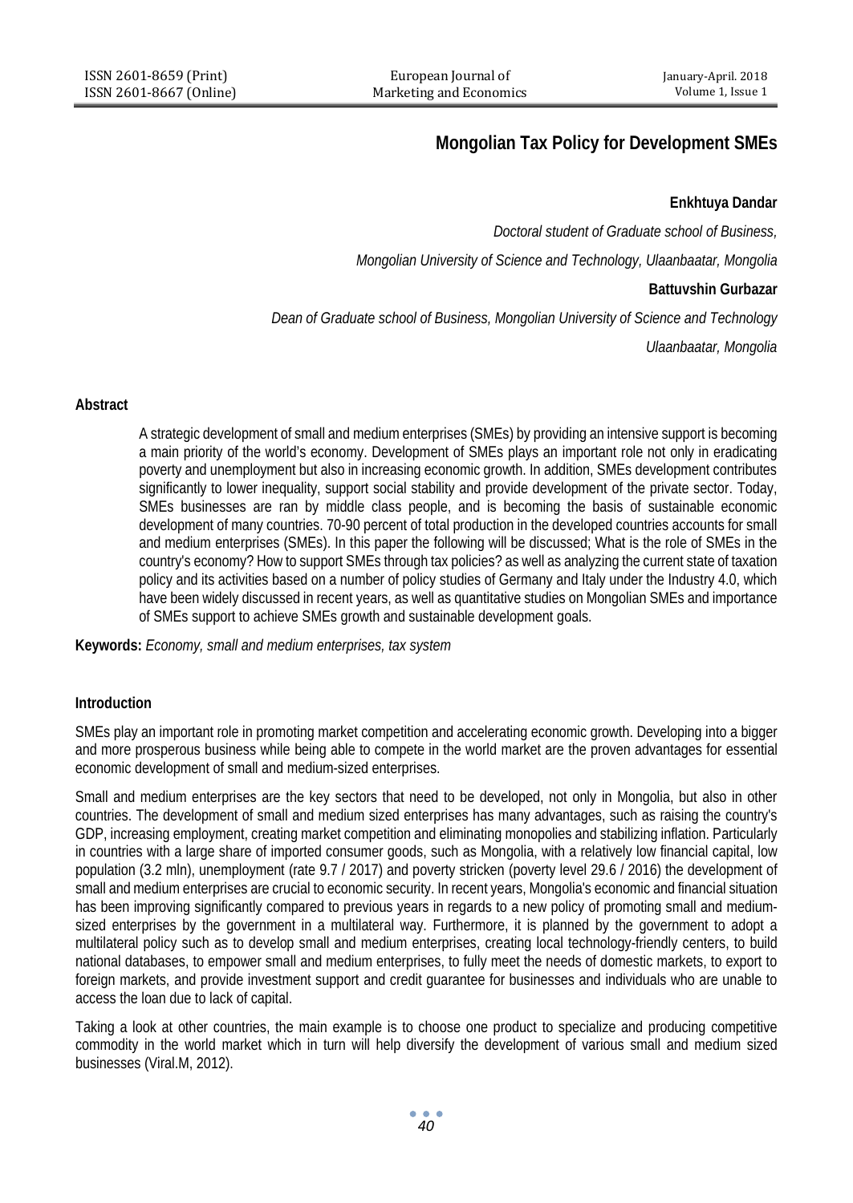# Mongolian Tax Policy for Development SMEs

**Enkhtuya Dandar**

*Doctoral student of Graduate school of Business,*

*Mongolian University of Science and Technology, Ulaanbaatar, Mongolia*

**Battuvshin Gurbazar**

*Dean of Graduate school of Business, Mongolian University of Science and Technology*

*Ulaanbaatar, Mongolia*

## Abstract

A strategic development of small and medium enterprises (SMEs) by providing an intensive support is becoming a main priority of the world's economy. Development of SMEs plays an important role not only in eradicating poverty and unemployment but also in increasing economic growth. In addition, SMEs development contributes significantly to lower inequality, support social stability and provide development of the private sector. Today, SMEs businesses are ran by middle class people, and is becoming the basis of sustainable economic development of many countries. 70-90 percent of total production in the developed countries accounts for small and medium enterprises (SMEs). In this paper the following will be discussed; What is the role of SMEs in the country's economy? How to support SMEs through tax policies? as well as analyzing the current state of taxation policy and its activities based on a number of policy studies of Germany and Italy under the Industry 4.0, which have been widely discussed in recent years, as well as quantitative studies on Mongolian SMEs and importance of SMEs support to achieve SMEs growth and sustainable development goals.

**Keywords:** *Economy, small and medium enterprises, tax system*

## Introduction

SMEs play an important role in promoting market competition and accelerating economic growth. Developing into a bigger and more prosperous business while being able to compete in the world market are the proven advantages for essential economic development of small and medium-sized enterprises.

Small and medium enterprises are the key sectors that need to be developed, not only in Mongolia, but also in other countries. The development of small and medium sized enterprises has many advantages, such as raising the country's GDP, increasing employment, creating market competition and eliminating monopolies and stabilizing inflation. Particularly in countries with a large share of imported consumer goods, such as Mongolia, with a relatively low financial capital, low population (3.2 mln), unemployment (rate 9.7 / 2017) and poverty stricken (poverty level 29.6 / 2016) the development of small and medium enterprises are crucial to economic security. In recent years, Mongolia's economic and financial situation has been improving significantly compared to previous years in regards to a new policy of promoting small and medium-sized enterprises by the government in a multilateral way. Furthermore, it is planned by the government to adopt a multilateral policy such as to develop small and medium enterprises, creating local technology-friendly centers, to build national databases, to empower small and medium enterprises, to fully meet the needs of domestic markets, to export to foreign markets, and provide investment support and credit guarantee for businesses and individuals who are unable to access the loan due to lack of capital.

Taking a look at other countries, the main example is to choose one product to specialize and producing competitive commodity in the world market which in turn will help diversify the development of various small and medium sized businesses (Viral.M, 2012).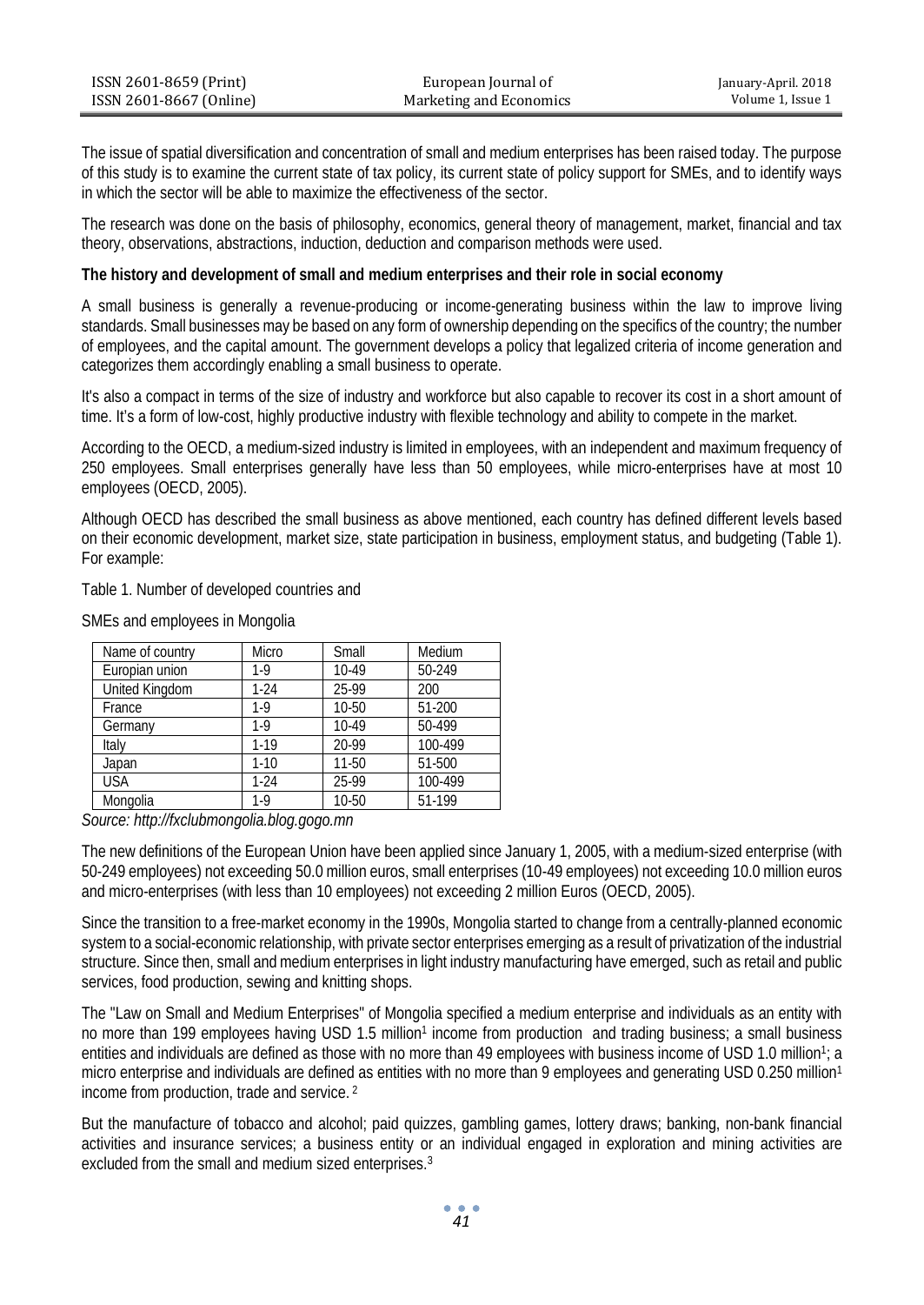The issue of spatial diversification and concentration of small and medium enterprises has been raised today. The purpose of this study is to examine the current state of tax policy, its current state of policy support for SMEs, and to identify ways in which the sector will be able to maximize the effectiveness of the sector.

The research was done on the basis of philosophy, economics, general theory of management, market, financial and tax theory, observations, abstractions, induction, deduction and comparison methods were used.

**The history and development of small and medium enterprises and their role in social economy**

A small business is generally a revenue-producing or income-generating business within the law to improve living standards. Small businesses may be based on any form of ownership depending on the specifics of the country; the number of employees, and the capital amount. The government develops a policy that legalized criteria of income generation and categorizes them accordingly enabling a small business to operate.

It's also a compact in terms of the size of industry and workforce but also capable to recover its cost in a short amount of time. It's a form of low-cost, highly productive industry with flexible technology and ability to compete in the market.

According to the OECD, a medium-sized industry is limited in employees, with an independent and maximum frequency of 250 employees. Small enterprises generally have less than 50 employees, while micro-enterprises have at most 10 employees (OECD, 2005).

Although OECD has described the small business as above mentioned, each country has defined different levels based on their economic development, market size, state participation in business, employment status, and budgeting (Table 1). For example:

Table 1. Number of developed countries and

SMEs and employees in Mongolia

| Name of country | Micro | Small | Medium |
|---|---|---|---|
| Europian union | 1-9 | 10-49 | 50-249 |
| United Kingdom | 1-24 | 25-99 | 200 |
| France | 1-9 | 10-50 | 51-200 |
| Germany | 1-9 | 10-49 | 50-499 |
| Italy | 1-19 | 20-99 | 100-499 |
| Japan | 1-10 | 11-50 | 51-500 |
| USA | 1-24 | 25-99 | 100-499 |
| Mongolia | 1-9 | 10-50 | 51-199 |

*Source: http://fxclubmongolia.blog.gogo.mn*

The new definitions of the European Union have been applied since January 1, 2005, with a medium-sized enterprise (with 50-249 employees) not exceeding 50.0 million euros, small enterprises (10-49 employees) not exceeding 10.0 million euros and micro-enterprises (with less than 10 employees) not exceeding 2 million Euros (OECD, 2005).

Since the transition to a free-market economy in the 1990s, Mongolia started to change from a centrally-planned economic system to a social-economic relationship, with private sector enterprises emerging as a result of privatization of the industrial structure. Since then, small and medium enterprises in light industry manufacturing have emerged, such as retail and public services, food production, sewing and knitting shops.

The "Law on Small and Medium Enterprises" of Mongolia specified a medium enterprise and individuals as an entity with no more than 199 employees having USD 1.5 million[1] income from production and trading business; a small business entities and individuals are defined as those with no more than 49 employees with business income of USD 1.0 million[1]; a micro enterprise and individuals are defined as entities with no more than 9 employees and generating USD 0.250 million[1] income from production, trade and service. [2]

But the manufacture of tobacco and alcohol; paid quizzes, gambling games, lottery draws; banking, non-bank financial activities and insurance services; a business entity or an individual engaged in exploration and mining activities are excluded from the small and medium sized enterprises.[3]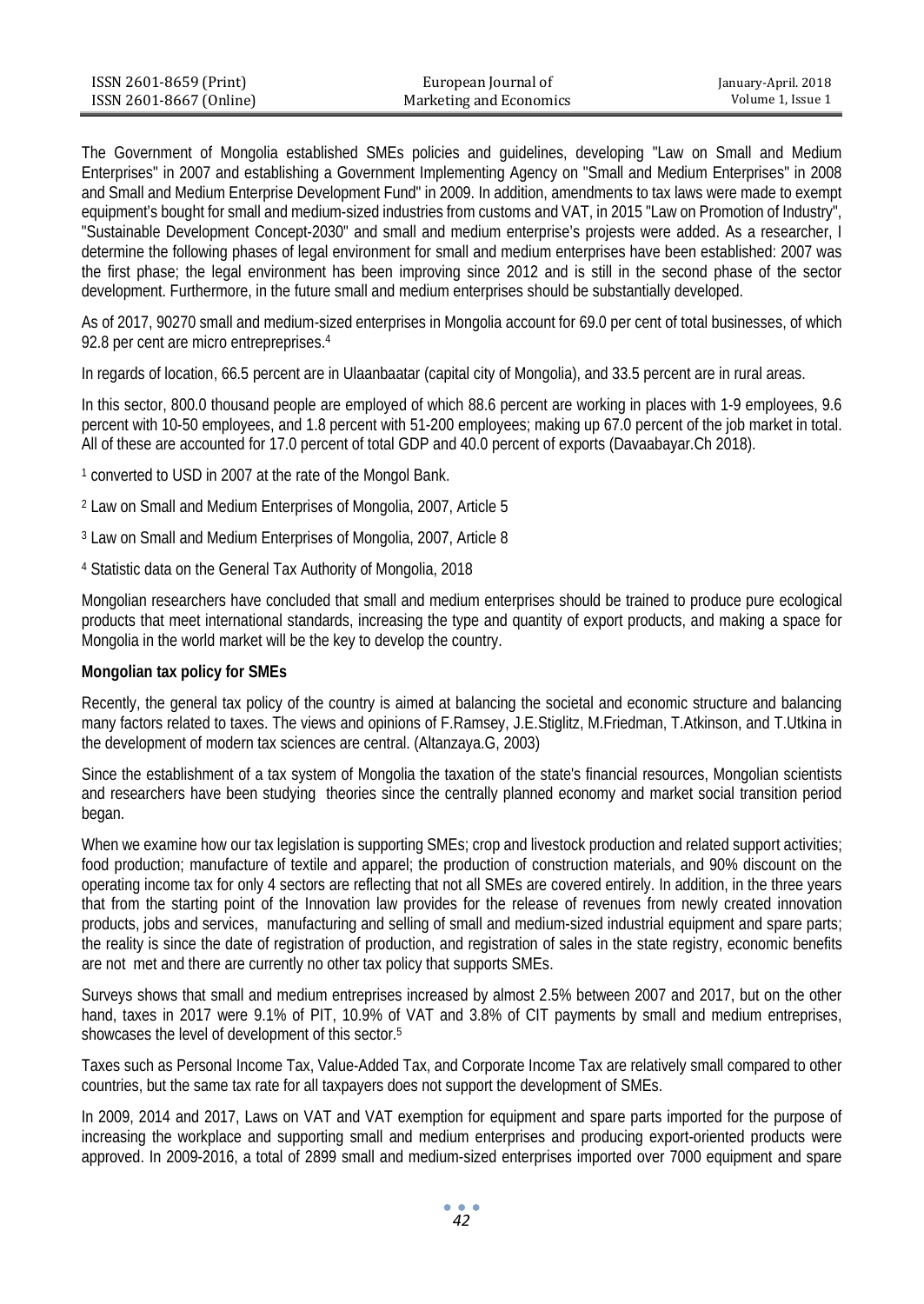The Government of Mongolia established SMEs policies and guidelines, developing "Law on Small and Medium Enterprises" in 2007 and establishing a Government Implementing Agency on "Small and Medium Enterprises" in 2008 and Small and Medium Enterprise Development Fund" in 2009. In addition, amendments to tax laws were made to exempt equipment's bought for small and medium-sized industries from customs and VAT, in 2015 "Law on Promotion of Industry", "Sustainable Development Concept-2030" and small and medium enterprise's projests were added. As a researcher, I determine the following phases of legal environment for small and medium enterprises have been established: 2007 was the first phase; the legal environment has been improving since 2012 and is still in the second phase of the sector development. Furthermore, in the future small and medium enterprises should be substantially developed.

As of 2017, 90270 small and medium-sized enterprises in Mongolia account for 69.0 per cent of total businesses, of which 92.8 per cent are micro entrepreprises.[4]

In regards of location, 66.5 percent are in Ulaanbaatar (capital city of Mongolia), and 33.5 percent are in rural areas.

In this sector, 800.0 thousand people are employed of which 88.6 percent are working in places with 1-9 employees, 9.6 percent with 10-50 employees, and 1.8 percent with 51-200 employees; making up 67.0 percent of the job market in total. All of these are accounted for 17.0 percent of total GDP and 40.0 percent of exports (Davaabayar.Ch 2018).

[1] converted to USD in 2007 at the rate of the Mongol Bank.

[2] Law on Small and Medium Enterprises of Mongolia, 2007, Article 5

[3] Law on Small and Medium Enterprises of Mongolia, 2007, Article 8

[4] Statistic data on the General Tax Authority of Mongolia, 2018

Mongolian researchers have concluded that small and medium enterprises should be trained to produce pure ecological products that meet international standards, increasing the type and quantity of export products, and making a space for Mongolia in the world market will be the key to develop the country.

**Mongolian tax policy for SMEs**

Recently, the general tax policy of the country is aimed at balancing the societal and economic structure and balancing many factors related to taxes. The views and opinions of F.Ramsey, J.E.Stiglitz, M.Friedman, T.Atkinson, and T.Utkina in the development of modern tax sciences are central. (Altanzaya.G, 2003)

Since the establishment of a tax system of Mongolia the taxation of the state's financial resources, Mongolian scientists and researchers have been studying theories since the centrally planned economy and market social transition period began.

When we examine how our tax legislation is supporting SMEs; crop and livestock production and related support activities; food production; manufacture of textile and apparel; the production of construction materials, and 90% discount on the operating income tax for only 4 sectors are reflecting that not all SMEs are covered entirely. In addition, in the three years that from the starting point of the Innovation law provides for the release of revenues from newly created innovation products, jobs and services, manufacturing and selling of small and medium-sized industrial equipment and spare parts; the reality is since the date of registration of production, and registration of sales in the state registry, economic benefits are not met and there are currently no other tax policy that supports SMEs.

Surveys shows that small and medium entreprises increased by almost 2.5% between 2007 and 2017, but on the other hand, taxes in 2017 were 9.1% of PIT, 10.9% of VAT and 3.8% of CIT payments by small and medium entreprises, showcases the level of development of this sector.[5]

Taxes such as Personal Income Tax, Value-Added Tax, and Corporate Income Tax are relatively small compared to other countries, but the same tax rate for all taxpayers does not support the development of SMEs.

In 2009, 2014 and 2017, Laws on VAT and VAT exemption for equipment and spare parts imported for the purpose of increasing the workplace and supporting small and medium enterprises and producing export-oriented products were approved. In 2009-2016, a total of 2899 small and medium-sized enterprises imported over 7000 equipment and spare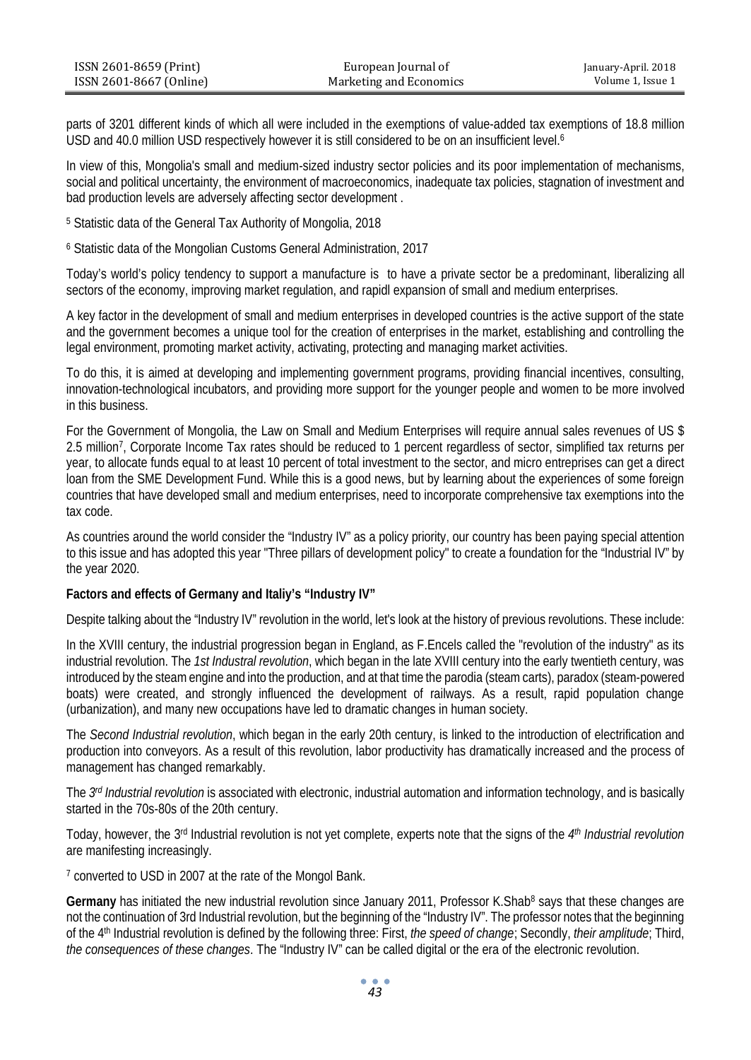parts of 3201 different kinds of which all were included in the exemptions of value-added tax exemptions of 18.8 million USD and 40.0 million USD respectively however it is still considered to be on an insufficient level.[6]

In view of this, Mongolia's small and medium-sized industry sector policies and its poor implementation of mechanisms, social and political uncertainty, the environment of macroeconomics, inadequate tax policies, stagnation of investment and bad production levels are adversely affecting sector development .

[5] Statistic data of the General Tax Authority of Mongolia, 2018

[6] Statistic data of the Mongolian Customs General Administration, 2017

Today's world's policy tendency to support a manufacture is to have a private sector be a predominant, liberalizing all sectors of the economy, improving market regulation, and rapidl expansion of small and medium enterprises.

A key factor in the development of small and medium enterprises in developed countries is the active support of the state and the government becomes a unique tool for the creation of enterprises in the market, establishing and controlling the legal environment, promoting market activity, activating, protecting and managing market activities.

To do this, it is aimed at developing and implementing government programs, providing financial incentives, consulting, innovation-technological incubators, and providing more support for the younger people and women to be more involved in this business.

For the Government of Mongolia, the Law on Small and Medium Enterprises will require annual sales revenues of US $ 2.5 million[7], Corporate Income Tax rates should be reduced to 1 percent regardless of sector, simplified tax returns per year, to allocate funds equal to at least 10 percent of total investment to the sector, and micro entreprises can get a direct loan from the SME Development Fund. While this is a good news, but by learning about the experiences of some foreign countries that have developed small and medium enterprises, need to incorporate comprehensive tax exemptions into the tax code.

As countries around the world consider the "Industry IV" as a policy priority, our country has been paying special attention to this issue and has adopted this year "Three pillars of development policy" to create a foundation for the "Industrial IV" by the year 2020.

**Factors and effects of Germany and Italiy's "Industry IV"**

Despite talking about the "Industry IV" revolution in the world, let's look at the history of previous revolutions. These include:

In the XVIII century, the industrial progression began in England, as F.Encels called the "revolution of the industry" as its industrial revolution. The *1st Industral revolution*, which began in the late XVIII century into the early twentieth century, was introduced by the steam engine and into the production, and at that time the parodia (steam carts), paradox (steam-powered boats) were created, and strongly influenced the development of railways. As a result, rapid population change (urbanization), and many new occupations have led to dramatic changes in human society.

The *Second Industrial revolution*, which began in the early 20th century, is linked to the introduction of electrification and production into conveyors. As a result of this revolution, labor productivity has dramatically increased and the process of management has changed remarkably.

The *3rd Industrial revolution* is associated with electronic, industrial automation and information technology, and is basically started in the 70s-80s of the 20th century.

Today, however, the 3rd Industrial revolution is not yet complete, experts note that the signs of the *4th Industrial revolution* are manifesting increasingly.

[7] converted to USD in 2007 at the rate of the Mongol Bank.

**Germany** has initiated the new industrial revolution since January 2011, Professor K.Shab[8] says that these changes are not the continuation of 3rd Industrial revolution, but the beginning of the "Industry IV". The professor notes that the beginning of the 4th Industrial revolution is defined by the following three: First, *the speed of change*; Secondly, *their amplitude*; Third, *the consequences of these changes*. The "Industry IV" can be called digital or the era of the electronic revolution.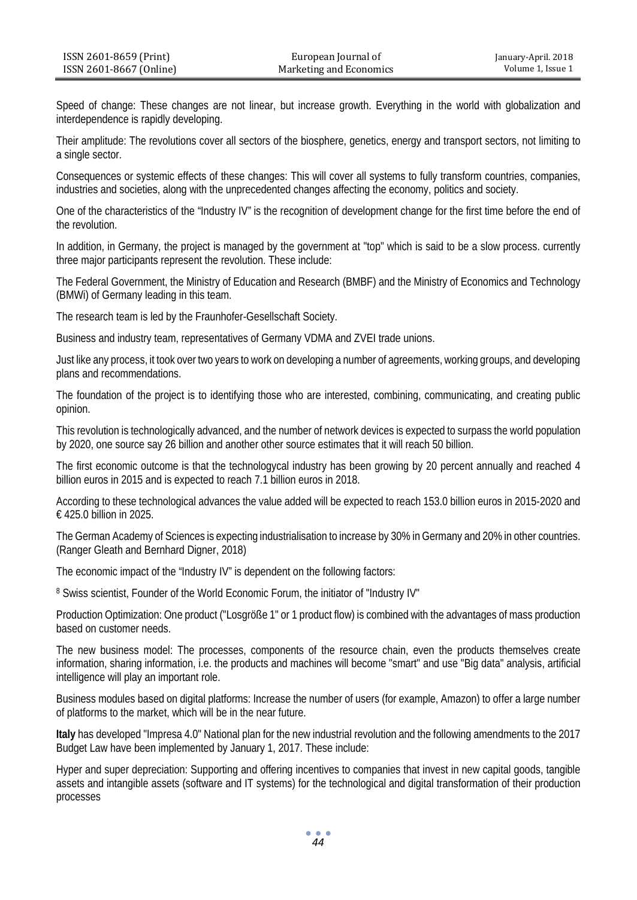Speed of change: These changes are not linear, but increase growth. Everything in the world with globalization and interdependence is rapidly developing.

Their amplitude: The revolutions cover all sectors of the biosphere, genetics, energy and transport sectors, not limiting to a single sector.

Consequences or systemic effects of these changes: This will cover all systems to fully transform countries, companies, industries and societies, along with the unprecedented changes affecting the economy, politics and society.

One of the characteristics of the "Industry IV" is the recognition of development change for the first time before the end of the revolution.

In addition, in Germany, the project is managed by the government at "top" which is said to be a slow process. currently three major participants represent the revolution. These include:

The Federal Government, the Ministry of Education and Research (BMBF) and the Ministry of Economics and Technology (BMWi) of Germany leading in this team.

The research team is led by the Fraunhofer-Gesellschaft Society.

Business and industry team, representatives of Germany VDMA and ZVEI trade unions.

Just like any process, it took over two years to work on developing a number of agreements, working groups, and developing plans and recommendations.

The foundation of the project is to identifying those who are interested, combining, communicating, and creating public opinion.

This revolution is technologically advanced, and the number of network devices is expected to surpass the world population by 2020, one source say 26 billion and another other source estimates that it will reach 50 billion.

The first economic outcome is that the technologycal industry has been growing by 20 percent annually and reached 4 billion euros in 2015 and is expected to reach 7.1 billion euros in 2018.

According to these technological advances the value added will be expected to reach 153.0 billion euros in 2015-2020 and € 425.0 billion in 2025.

The German Academy of Sciences is expecting industrialisation to increase by 30% in Germany and 20% in other countries. (Ranger Gleath and Bernhard Digner, 2018)

The economic impact of the "Industry IV" is dependent on the following factors:

[8] Swiss scientist, Founder of the World Economic Forum, the initiator of "Industry IV"

Production Optimization: One product ("Losgröße 1" or 1 product flow) is combined with the advantages of mass production based on customer needs.

The new business model: The processes, components of the resource chain, even the products themselves create information, sharing information, i.e. the products and machines will become "smart" and use "Big data" analysis, artificial intelligence will play an important role.

Business modules based on digital platforms: Increase the number of users (for example, Amazon) to offer a large number of platforms to the market, which will be in the near future.

**Italy** has developed "Impresa 4.0" National plan for the new industrial revolution and the following amendments to the 2017 Budget Law have been implemented by January 1, 2017. These include:

Hyper and super depreciation: Supporting and offering incentives to companies that invest in new capital goods, tangible assets and intangible assets (software and IT systems) for the technological and digital transformation of their production processes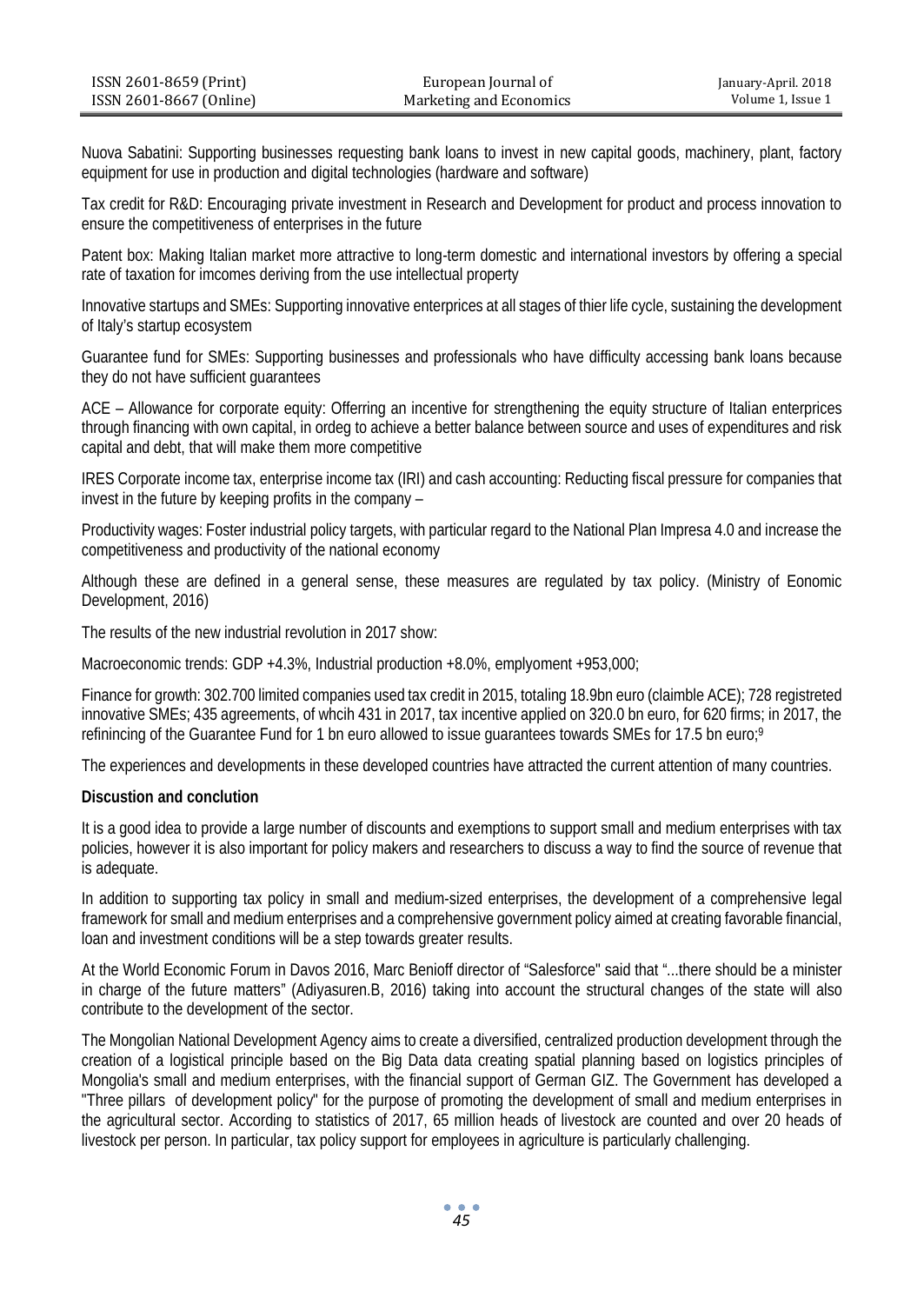Nuova Sabatini: Supporting businesses requesting bank loans to invest in new capital goods, machinery, plant, factory equipment for use in production and digital technologies (hardware and software)

Tax credit for R&D: Encouraging private investment in Research and Development for product and process innovation to ensure the competitiveness of enterprises in the future

Patent box: Making Italian market more attractive to long-term domestic and international investors by offering a special rate of taxation for imcomes deriving from the use intellectual property

Innovative startups and SMEs: Supporting innovative enterprices at all stages of thier life cycle, sustaining the development of Italy's startup ecosystem

Guarantee fund for SMEs: Supporting businesses and professionals who have difficulty accessing bank loans because they do not have sufficient guarantees

ACE – Allowance for corporate equity: Offerring an incentive for strengthening the equity structure of Italian enterprices through financing with own capital, in ordeg to achieve a better balance between source and uses of expenditures and risk capital and debt, that will make them more competitive

IRES Corporate income tax, enterprise income tax (IRI) and cash accounting: Reducting fiscal pressure for companies that invest in the future by keeping profits in the company –

Productivity wages: Foster industrial policy targets, with particular regard to the National Plan Impresa 4.0 and increase the competitiveness and productivity of the national economy

Although these are defined in a general sense, these measures are regulated by tax policy. (Ministry of Eonomic Development, 2016)

The results of the new industrial revolution in 2017 show:

Macroeconomic trends: GDP +4.3%, Industrial production +8.0%, emplyoment +953,000;

Finance for growth: 302.700 limited companies used tax credit in 2015, totaling 18.9bn euro (claimble ACE); 728 registreted innovative SMEs; 435 agreements, of whcih 431 in 2017, tax incentive applied on 320.0 bn euro, for 620 firms; in 2017, the refinincing of the Guarantee Fund for 1 bn euro allowed to issue guarantees towards SMEs for 17.5 bn euro;[9]

The experiences and developments in these developed countries have attracted the current attention of many countries.

## Discustion and conclution

It is a good idea to provide a large number of discounts and exemptions to support small and medium enterprises with tax policies, however it is also important for policy makers and researchers to discuss a way to find the source of revenue that is adequate.

In addition to supporting tax policy in small and medium-sized enterprises, the development of a comprehensive legal framework for small and medium enterprises and a comprehensive government policy aimed at creating favorable financial, loan and investment conditions will be a step towards greater results.

At the World Economic Forum in Davos 2016, Marc Benioff director of "Salesforce" said that "...there should be a minister in charge of the future matters" (Adiyasuren.B, 2016) taking into account the structural changes of the state will also contribute to the development of the sector.

The Mongolian National Development Agency aims to create a diversified, centralized production development through the creation of a logistical principle based on the Big Data data creating spatial planning based on logistics principles of Mongolia's small and medium enterprises, with the financial support of German GIZ. The Government has developed a "Three pillars of development policy" for the purpose of promoting the development of small and medium enterprises in the agricultural sector. According to statistics of 2017, 65 million heads of livestock are counted and over 20 heads of livestock per person. In particular, tax policy support for employees in agriculture is particularly challenging.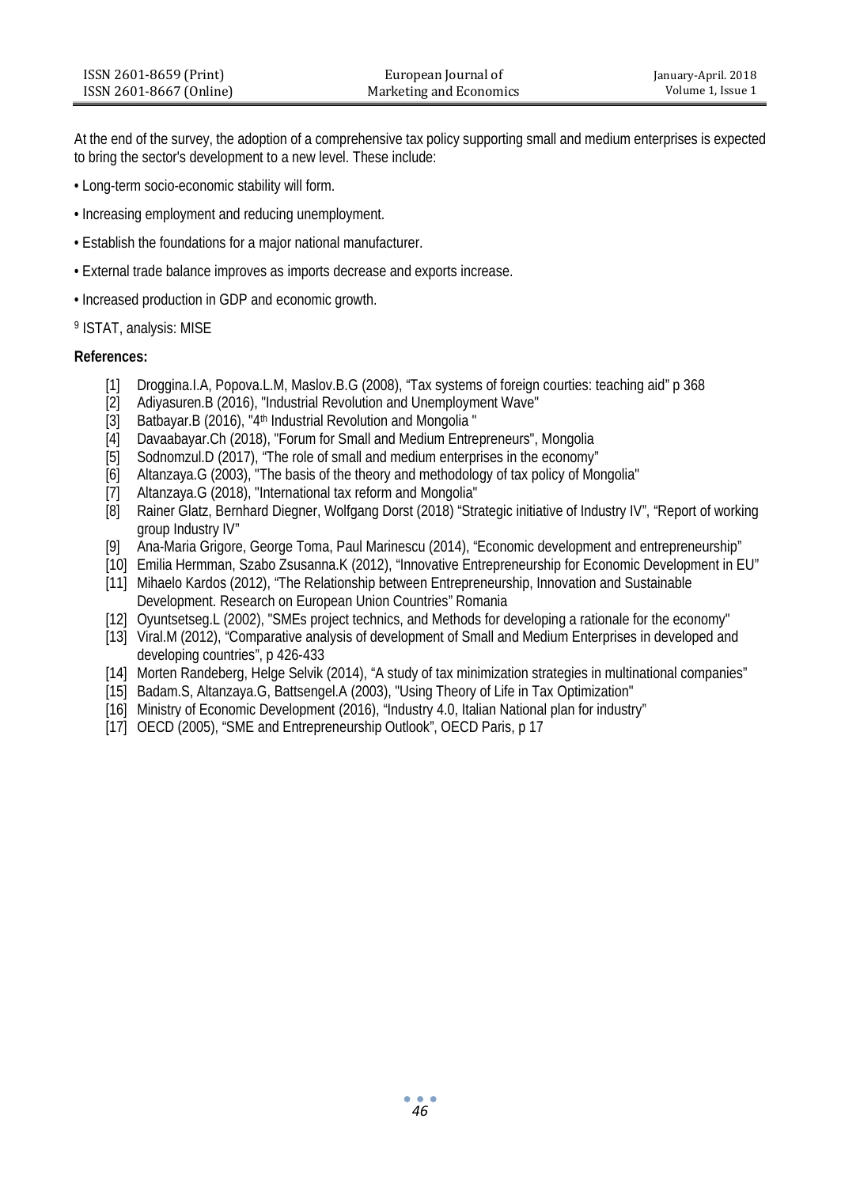At the end of the survey, the adoption of a comprehensive tax policy supporting small and medium enterprises is expected to bring the sector's development to a new level. These include:

- Long-term socio-economic stability will form.
- Increasing employment and reducing unemployment.
- Establish the foundations for a major national manufacturer.
- External trade balance improves as imports decrease and exports increase.
- Increased production in GDP and economic growth.

[9] ISTAT, analysis: MISE

**References:**

[1] Droggina.I.A, Popova.L.M, Maslov.B.G (2008), "Tax systems of foreign courties: teaching aid" p 368
[2] Adiyasuren.B (2016), "Industrial Revolution and Unemployment Wave"
[3] Batbayar.B (2016), "4th Industrial Revolution and Mongolia "
[4] Davaabayar.Ch (2018), "Forum for Small and Medium Entrepreneurs", Mongolia
[5] Sodnomzul.D (2017), "The role of small and medium enterprises in the economy"
[6] Altanzaya.G (2003), "The basis of the theory and methodology of tax policy of Mongolia"
[7] Altanzaya.G (2018), "International tax reform and Mongolia"
[8] Rainer Glatz, Bernhard Diegner, Wolfgang Dorst (2018) "Strategic initiative of Industry IV", "Report of working group Industry IV"
[9] Ana-Maria Grigore, George Toma, Paul Marinescu (2014), "Economic development and entrepreneurship"
[10] Emilia Hermman, Szabo Zsusanna.K (2012), "Innovative Entrepreneurship for Economic Development in EU"
[11] Mihaelo Kardos (2012), "The Relationship between Entrepreneurship, Innovation and Sustainable Development. Research on European Union Countries" Romania
[12] Oyuntsetseg.L (2002), "SMEs project technics, and Methods for developing a rationale for the economy"
[13] Viral.M (2012), "Comparative analysis of development of Small and Medium Enterprises in developed and developing countries", p 426-433
[14] Morten Randeberg, Helge Selvik (2014), "A study of tax minimization strategies in multinational companies"
[15] Badam.S, Altanzaya.G, Battsengel.A (2003), "Using Theory of Life in Tax Optimization"
[16] Ministry of Economic Development (2016), "Industry 4.0, Italian National plan for industry"
[17] OECD (2005), "SME and Entrepreneurship Outlook", OECD Paris, p 17